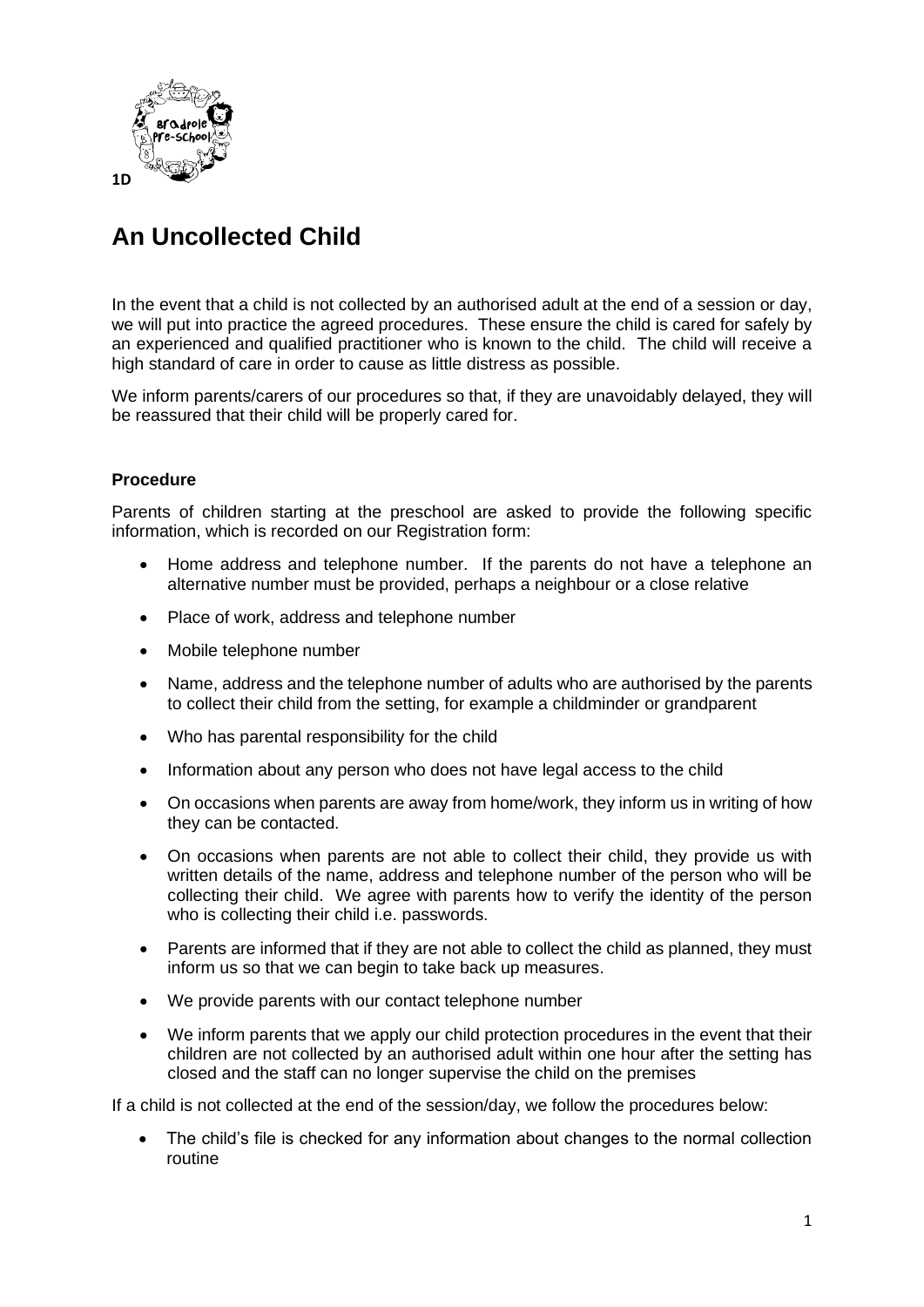1D

# An Uncollected Child

In the event that a child is not collected by an authorised adult at the end of a session or day, we will put into practice the agreed procedures. These ensure the child is cared for safely by an experienced and qualified practitioner who is known to the child. The child will receive a high standard of care in order to cause as little distress as possible.

We inform parents/carers of our procedures so that, if they are unavoidably delayed, they will be reassured that their child will be properly cared for.

### Procedure

Parents of children starting at the preschool are asked to provide the following specific information, which is recorded on our Registration form:

- Home address and telephone number. If the parents do not have a telephone an alternative number must be provided, perhaps a neighbour or a close relative
- Place of work, address and telephone number
- Mobile telephone number
- Name, address and the telephone number of adults who are authorised by the parents to collect their child from the setting, for example a childminder or grandparent
- Who has parental responsibility for the child
- Information about any person who does not have legal access to the child
- On occasions when parents are away from home/work, they inform us in writing of how they can be contacted.
- On occasions when parents are not able to collect their child, they provide us with written details of the name, address and telephone number of the person who will be collecting their child. We agree with parents how to verify the identity of the person who is collecting their child i.e. passwords.
- Parents are informed that if they are not able to collect the child as planned, they must inform us so that we can begin to take back up measures.
- We provide parents with our contact telephone number
- We inform parents that we apply our child protection procedures in the event that their children are not collected by an authorised adult within one hour after the setting has closed and the staff can no longer supervise the child on the premises

If a child is not collected at the end of the session/day, we follow the procedures below:

- The child's file is checked for any information about changes to the normal collection routine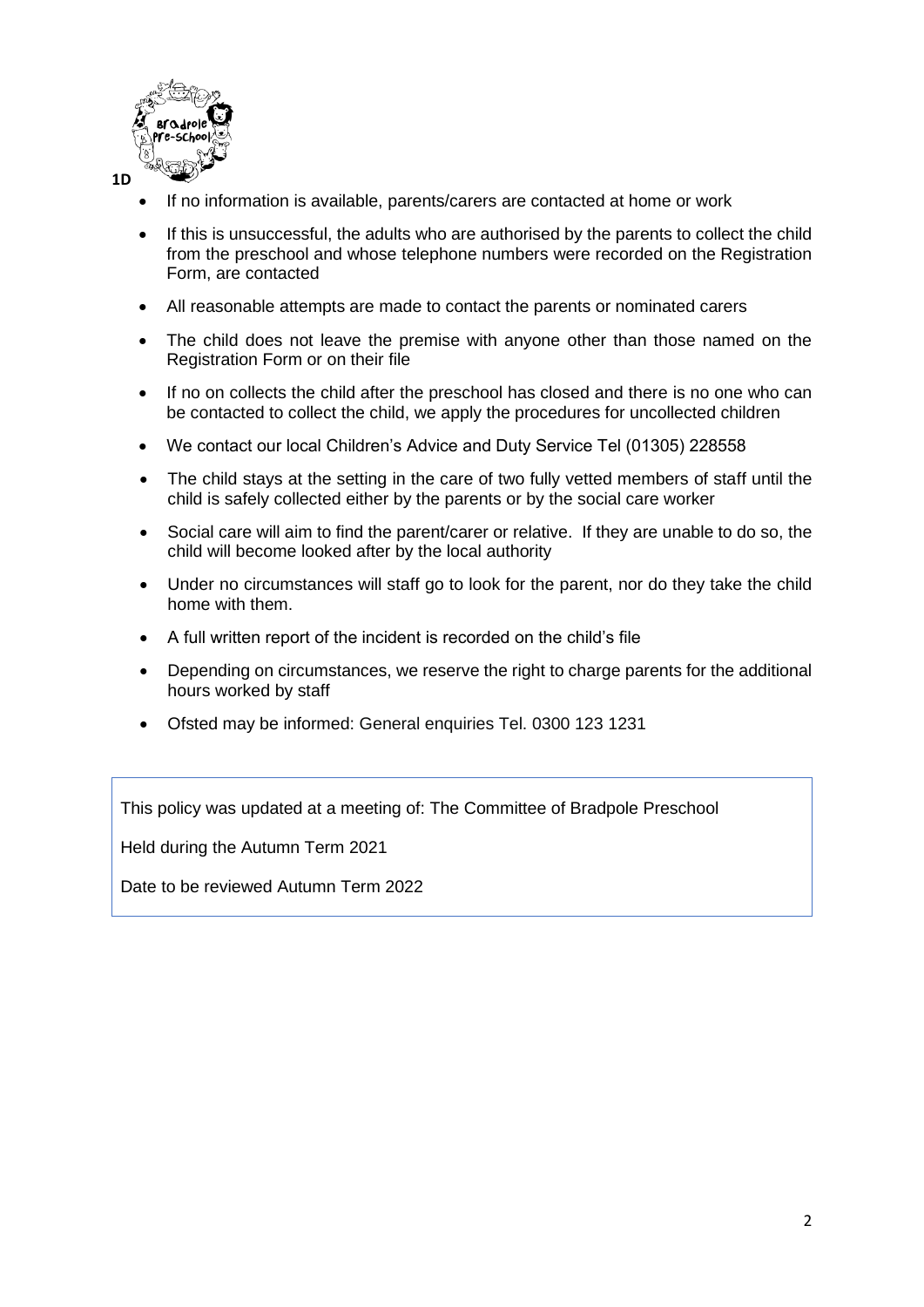1D

- If no information is available, parents/carers are contacted at home or work
- If this is unsuccessful, the adults who are authorised by the parents to collect the child from the preschool and whose telephone numbers were recorded on the Registration Form, are contacted
- All reasonable attempts are made to contact the parents or nominated carers
- The child does not leave the premise with anyone other than those named on the Registration Form or on their file
- If no on collects the child after the preschool has closed and there is no one who can be contacted to collect the child, we apply the procedures for uncollected children
- We contact our local Children's Advice and Duty Service Tel (01305) 228558
- The child stays at the setting in the care of two fully vetted members of staff until the child is safely collected either by the parents or by the social care worker
- Social care will aim to find the parent/carer or relative. If they are unable to do so, the child will become looked after by the local authority
- Under no circumstances will staff go to look for the parent, nor do they take the child home with them.
- A full written report of the incident is recorded on the child's file
- Depending on circumstances, we reserve the right to charge parents for the additional hours worked by staff
- Ofsted may be informed: General enquiries Tel. 0300 123 1231

This policy was updated at a meeting of: The Committee of Bradpole Preschool

Held during the Autumn Term 2021

Date to be reviewed Autumn Term 2022